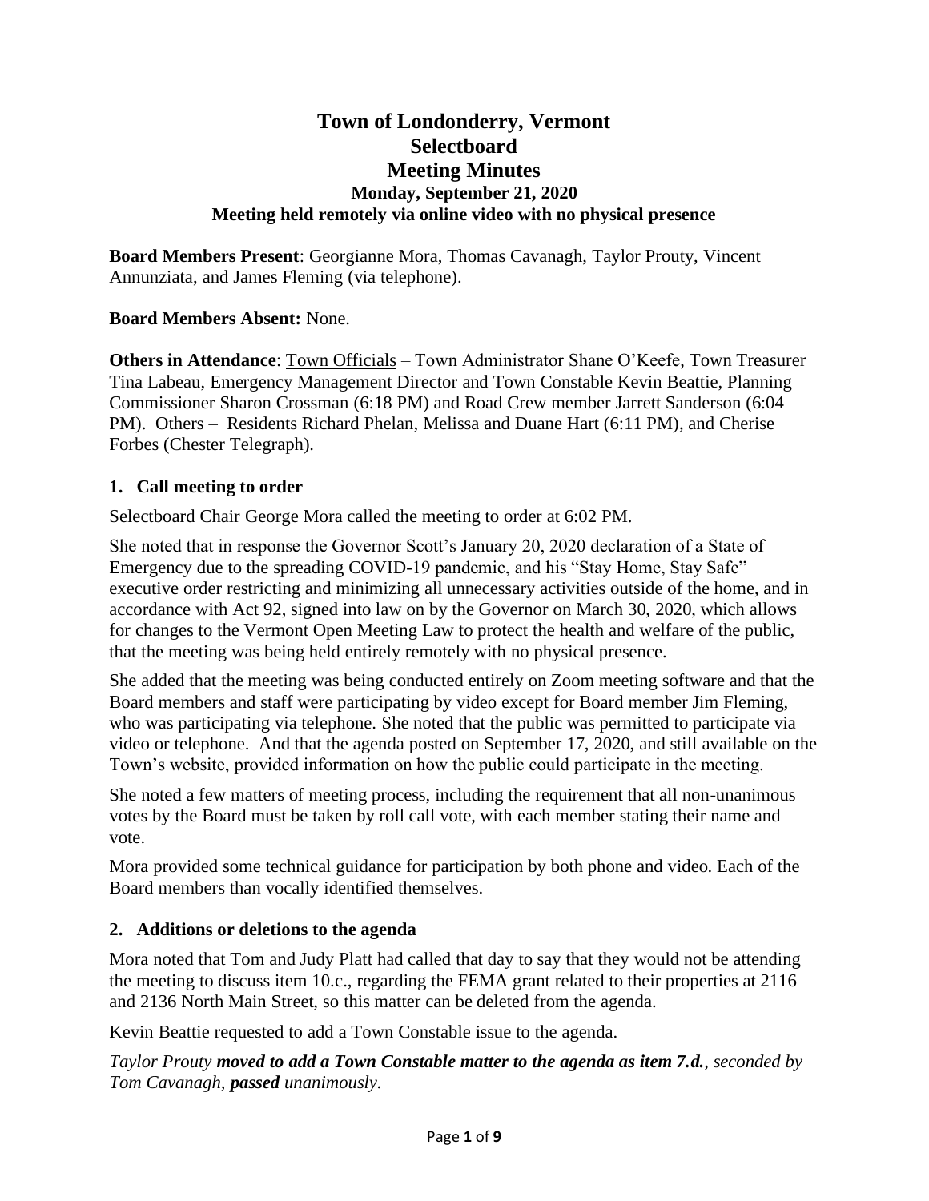# Town of Londonderry, Vermont
# Selectboard
# Meeting Minutes
### Monday, September 21, 2020
### Meeting held remotely via online video with no physical presence

**Board Members Present**: Georgianne Mora, Thomas Cavanagh, Taylor Prouty, Vincent Annunziata, and James Fleming (via telephone).

**Board Members Absent:** None.

**Others in Attendance**: Town Officials – Town Administrator Shane O'Keefe, Town Treasurer Tina Labeau, Emergency Management Director and Town Constable Kevin Beattie, Planning Commissioner Sharon Crossman (6:18 PM) and Road Crew member Jarrett Sanderson (6:04 PM). Others – Residents Richard Phelan, Melissa and Duane Hart (6:11 PM), and Cherise Forbes (Chester Telegraph).

## 1. Call meeting to order

Selectboard Chair George Mora called the meeting to order at 6:02 PM.

She noted that in response the Governor Scott's January 20, 2020 declaration of a State of Emergency due to the spreading COVID-19 pandemic, and his "Stay Home, Stay Safe" executive order restricting and minimizing all unnecessary activities outside of the home, and in accordance with Act 92, signed into law on by the Governor on March 30, 2020, which allows for changes to the Vermont Open Meeting Law to protect the health and welfare of the public, that the meeting was being held entirely remotely with no physical presence.

She added that the meeting was being conducted entirely on Zoom meeting software and that the Board members and staff were participating by video except for Board member Jim Fleming, who was participating via telephone. She noted that the public was permitted to participate via video or telephone. And that the agenda posted on September 17, 2020, and still available on the Town's website, provided information on how the public could participate in the meeting.

She noted a few matters of meeting process, including the requirement that all non-unanimous votes by the Board must be taken by roll call vote, with each member stating their name and vote.

Mora provided some technical guidance for participation by both phone and video. Each of the Board members than vocally identified themselves.

## 2. Additions or deletions to the agenda

Mora noted that Tom and Judy Platt had called that day to say that they would not be attending the meeting to discuss item 10.c., regarding the FEMA grant related to their properties at 2116 and 2136 North Main Street, so this matter can be deleted from the agenda.

Kevin Beattie requested to add a Town Constable issue to the agenda.

*Taylor Prouty **moved to add a Town Constable matter to the agenda as item 7.d.**, seconded by Tom Cavanagh, **passed** unanimously.*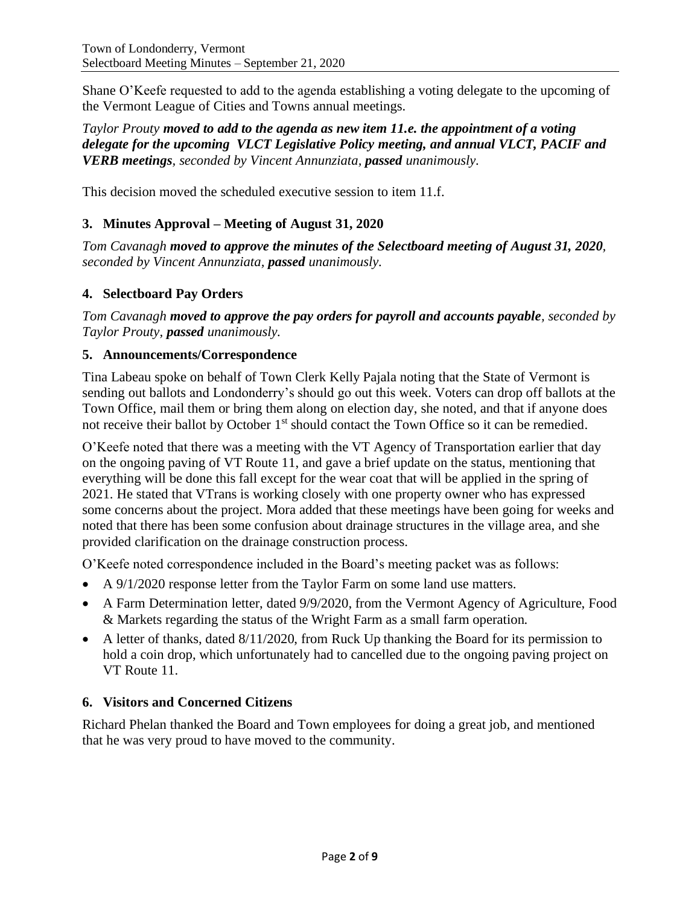Shane O'Keefe requested to add to the agenda establishing a voting delegate to the upcoming of the Vermont League of Cities and Towns annual meetings.

*Taylor Prouty* ***moved to add to the agenda as new item 11.e. the appointment of a voting delegate for the upcoming VLCT Legislative Policy meeting, and annual VLCT, PACIF and VERB meetings****, seconded by Vincent Annunziata,* ***passed*** *unanimously.*

This decision moved the scheduled executive session to item 11.f.

## 3. Minutes Approval – Meeting of August 31, 2020

*Tom Cavanagh* ***moved to approve the minutes of the Selectboard meeting of August 31, 2020****, seconded by Vincent Annunziata,* ***passed*** *unanimously.*

## 4. Selectboard Pay Orders

*Tom Cavanagh* ***moved to approve the pay orders for payroll and accounts payable****, seconded by Taylor Prouty,* ***passed*** *unanimously.*

## 5. Announcements/Correspondence

Tina Labeau spoke on behalf of Town Clerk Kelly Pajala noting that the State of Vermont is sending out ballots and Londonderry's should go out this week. Voters can drop off ballots at the Town Office, mail them or bring them along on election day, she noted, and that if anyone does not receive their ballot by October 1st should contact the Town Office so it can be remedied.

O'Keefe noted that there was a meeting with the VT Agency of Transportation earlier that day on the ongoing paving of VT Route 11, and gave a brief update on the status, mentioning that everything will be done this fall except for the wear coat that will be applied in the spring of 2021. He stated that VTrans is working closely with one property owner who has expressed some concerns about the project. Mora added that these meetings have been going for weeks and noted that there has been some confusion about drainage structures in the village area, and she provided clarification on the drainage construction process.

O'Keefe noted correspondence included in the Board's meeting packet was as follows:

- A 9/1/2020 response letter from the Taylor Farm on some land use matters.
- A Farm Determination letter, dated 9/9/2020, from the Vermont Agency of Agriculture, Food & Markets regarding the status of the Wright Farm as a small farm operation.
- A letter of thanks, dated 8/11/2020, from Ruck Up thanking the Board for its permission to hold a coin drop, which unfortunately had to cancelled due to the ongoing paving project on VT Route 11.

## 6. Visitors and Concerned Citizens

Richard Phelan thanked the Board and Town employees for doing a great job, and mentioned that he was very proud to have moved to the community.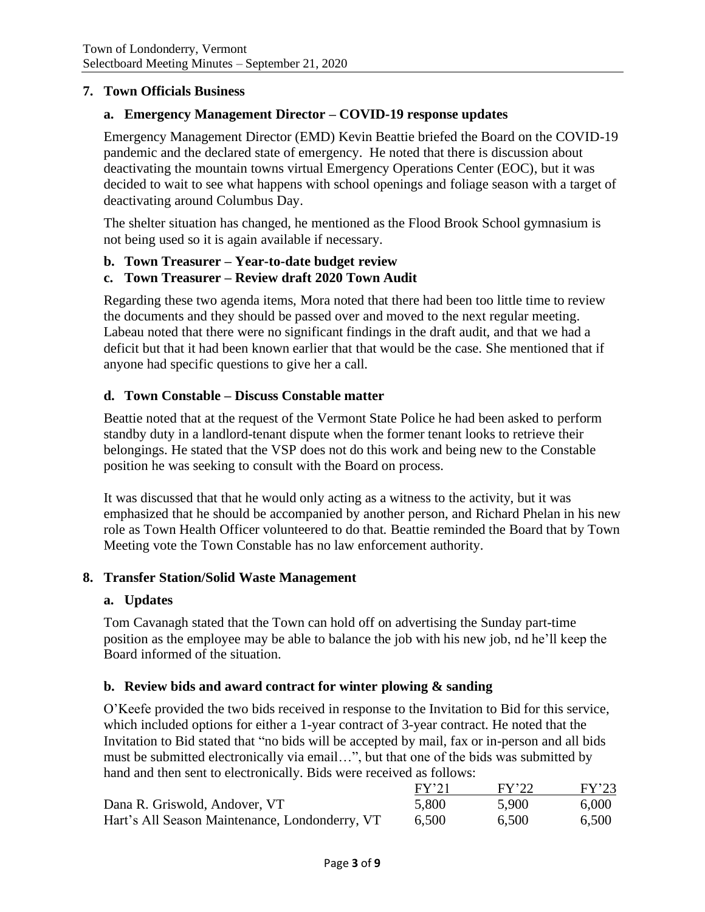## 7. Town Officials Business

### a. Emergency Management Director – COVID-19 response updates

Emergency Management Director (EMD) Kevin Beattie briefed the Board on the COVID-19 pandemic and the declared state of emergency. He noted that there is discussion about deactivating the mountain towns virtual Emergency Operations Center (EOC), but it was decided to wait to see what happens with school openings and foliage season with a target of deactivating around Columbus Day.

The shelter situation has changed, he mentioned as the Flood Brook School gymnasium is not being used so it is again available if necessary.

### b. Town Treasurer – Year-to-date budget review

### c. Town Treasurer – Review draft 2020 Town Audit

Regarding these two agenda items, Mora noted that there had been too little time to review the documents and they should be passed over and moved to the next regular meeting. Labeau noted that there were no significant findings in the draft audit, and that we had a deficit but that it had been known earlier that that would be the case. She mentioned that if anyone had specific questions to give her a call.

### d. Town Constable – Discuss Constable matter

Beattie noted that at the request of the Vermont State Police he had been asked to perform standby duty in a landlord-tenant dispute when the former tenant looks to retrieve their belongings. He stated that the VSP does not do this work and being new to the Constable position he was seeking to consult with the Board on process.

It was discussed that that he would only acting as a witness to the activity, but it was emphasized that he should be accompanied by another person, and Richard Phelan in his new role as Town Health Officer volunteered to do that. Beattie reminded the Board that by Town Meeting vote the Town Constable has no law enforcement authority.

## 8. Transfer Station/Solid Waste Management

### a. Updates

Tom Cavanagh stated that the Town can hold off on advertising the Sunday part-time position as the employee may be able to balance the job with his new job, nd he'll keep the Board informed of the situation.

### b. Review bids and award contract for winter plowing & sanding

O'Keefe provided the two bids received in response to the Invitation to Bid for this service, which included options for either a 1-year contract of 3-year contract. He noted that the Invitation to Bid stated that "no bids will be accepted by mail, fax or in-person and all bids must be submitted electronically via email…", but that one of the bids was submitted by hand and then sent to electronically. Bids were received as follows:

| | FY'21 | FY'22 | FY'23 |
|---|---|---|---|
| Dana R. Griswold, Andover, VT | 5,800 | 5,900 | 6,000 |
| Hart's All Season Maintenance, Londonderry, VT | 6,500 | 6,500 | 6,500 |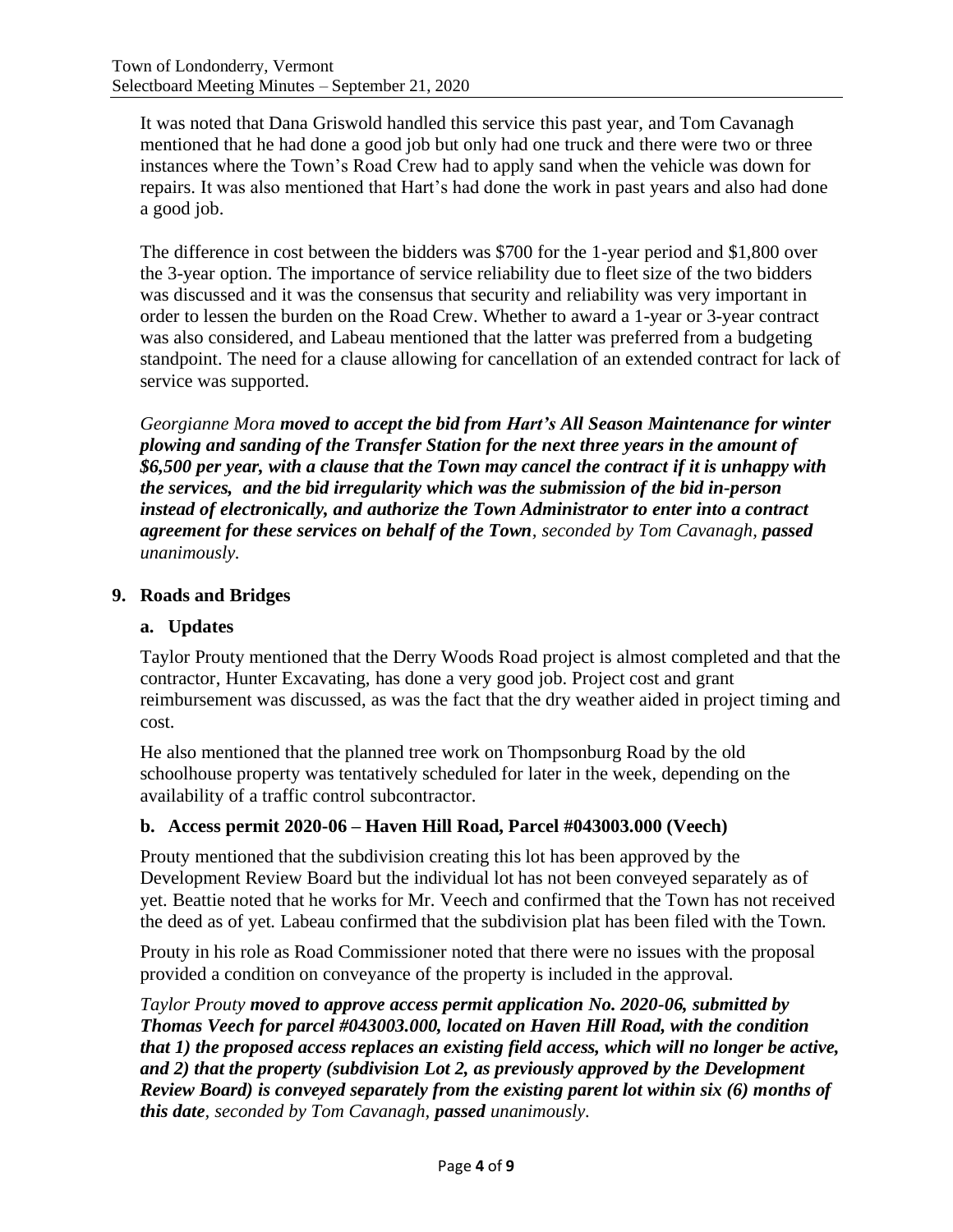It was noted that Dana Griswold handled this service this past year, and Tom Cavanagh mentioned that he had done a good job but only had one truck and there were two or three instances where the Town's Road Crew had to apply sand when the vehicle was down for repairs. It was also mentioned that Hart's had done the work in past years and also had done a good job.

The difference in cost between the bidders was $700 for the 1-year period and $1,800 over the 3-year option. The importance of service reliability due to fleet size of the two bidders was discussed and it was the consensus that security and reliability was very important in order to lessen the burden on the Road Crew. Whether to award a 1-year or 3-year contract was also considered, and Labeau mentioned that the latter was preferred from a budgeting standpoint. The need for a clause allowing for cancellation of an extended contract for lack of service was supported.

*Georgianne Mora* ***moved to accept the bid from Hart's All Season Maintenance for winter plowing and sanding of the Transfer Station for the next three years in the amount of $6,500 per year, with a clause that the Town may cancel the contract if it is unhappy with the services, and the bid irregularity which was the submission of the bid in-person instead of electronically, and authorize the Town Administrator to enter into a contract agreement for these services on behalf of the Town****, seconded by Tom Cavanagh,* ***passed*** *unanimously.*

## 9. Roads and Bridges

### a. Updates

Taylor Prouty mentioned that the Derry Woods Road project is almost completed and that the contractor, Hunter Excavating, has done a very good job. Project cost and grant reimbursement was discussed, as was the fact that the dry weather aided in project timing and cost.

He also mentioned that the planned tree work on Thompsonburg Road by the old schoolhouse property was tentatively scheduled for later in the week, depending on the availability of a traffic control subcontractor.

### b. Access permit 2020-06 – Haven Hill Road, Parcel #043003.000 (Veech)

Prouty mentioned that the subdivision creating this lot has been approved by the Development Review Board but the individual lot has not been conveyed separately as of yet. Beattie noted that he works for Mr. Veech and confirmed that the Town has not received the deed as of yet. Labeau confirmed that the subdivision plat has been filed with the Town.

Prouty in his role as Road Commissioner noted that there were no issues with the proposal provided a condition on conveyance of the property is included in the approval.

*Taylor Prouty* ***moved to approve access permit application No. 2020-06, submitted by Thomas Veech for parcel #043003.000, located on Haven Hill Road, with the condition that 1) the proposed access replaces an existing field access, which will no longer be active, and 2) that the property (subdivision Lot 2, as previously approved by the Development Review Board) is conveyed separately from the existing parent lot within six (6) months of this date****, seconded by Tom Cavanagh,* ***passed*** *unanimously.*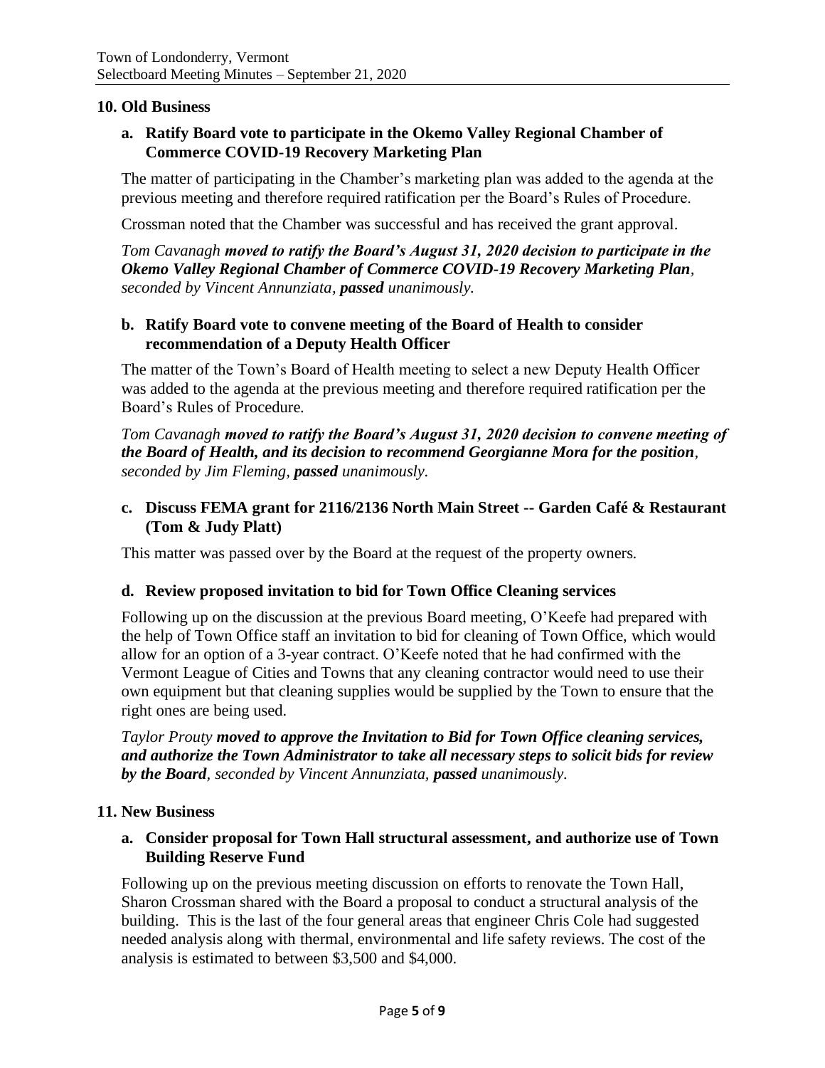## 10. Old Business

### a. Ratify Board vote to participate in the Okemo Valley Regional Chamber of Commerce COVID-19 Recovery Marketing Plan

The matter of participating in the Chamber's marketing plan was added to the agenda at the previous meeting and therefore required ratification per the Board's Rules of Procedure.

Crossman noted that the Chamber was successful and has received the grant approval.

*Tom Cavanagh* ***moved to ratify the Board's August 31, 2020 decision to participate in the Okemo Valley Regional Chamber of Commerce COVID-19 Recovery Marketing Plan****, seconded by Vincent Annunziata,* ***passed*** *unanimously.*

### b. Ratify Board vote to convene meeting of the Board of Health to consider recommendation of a Deputy Health Officer

The matter of the Town's Board of Health meeting to select a new Deputy Health Officer was added to the agenda at the previous meeting and therefore required ratification per the Board's Rules of Procedure.

*Tom Cavanagh* ***moved to ratify the Board's August 31, 2020 decision to convene meeting of the Board of Health, and its decision to recommend Georgianne Mora for the position****, seconded by Jim Fleming,* ***passed*** *unanimously.*

### c. Discuss FEMA grant for 2116/2136 North Main Street -- Garden Café & Restaurant (Tom & Judy Platt)

This matter was passed over by the Board at the request of the property owners.

### d. Review proposed invitation to bid for Town Office Cleaning services

Following up on the discussion at the previous Board meeting, O'Keefe had prepared with the help of Town Office staff an invitation to bid for cleaning of Town Office, which would allow for an option of a 3-year contract. O'Keefe noted that he had confirmed with the Vermont League of Cities and Towns that any cleaning contractor would need to use their own equipment but that cleaning supplies would be supplied by the Town to ensure that the right ones are being used.

*Taylor Prouty* ***moved to approve the Invitation to Bid for Town Office cleaning services, and authorize the Town Administrator to take all necessary steps to solicit bids for review by the Board****, seconded by Vincent Annunziata,* ***passed*** *unanimously.*

## 11. New Business

### a. Consider proposal for Town Hall structural assessment, and authorize use of Town Building Reserve Fund

Following up on the previous meeting discussion on efforts to renovate the Town Hall, Sharon Crossman shared with the Board a proposal to conduct a structural analysis of the building. This is the last of the four general areas that engineer Chris Cole had suggested needed analysis along with thermal, environmental and life safety reviews. The cost of the analysis is estimated to between $3,500 and $4,000.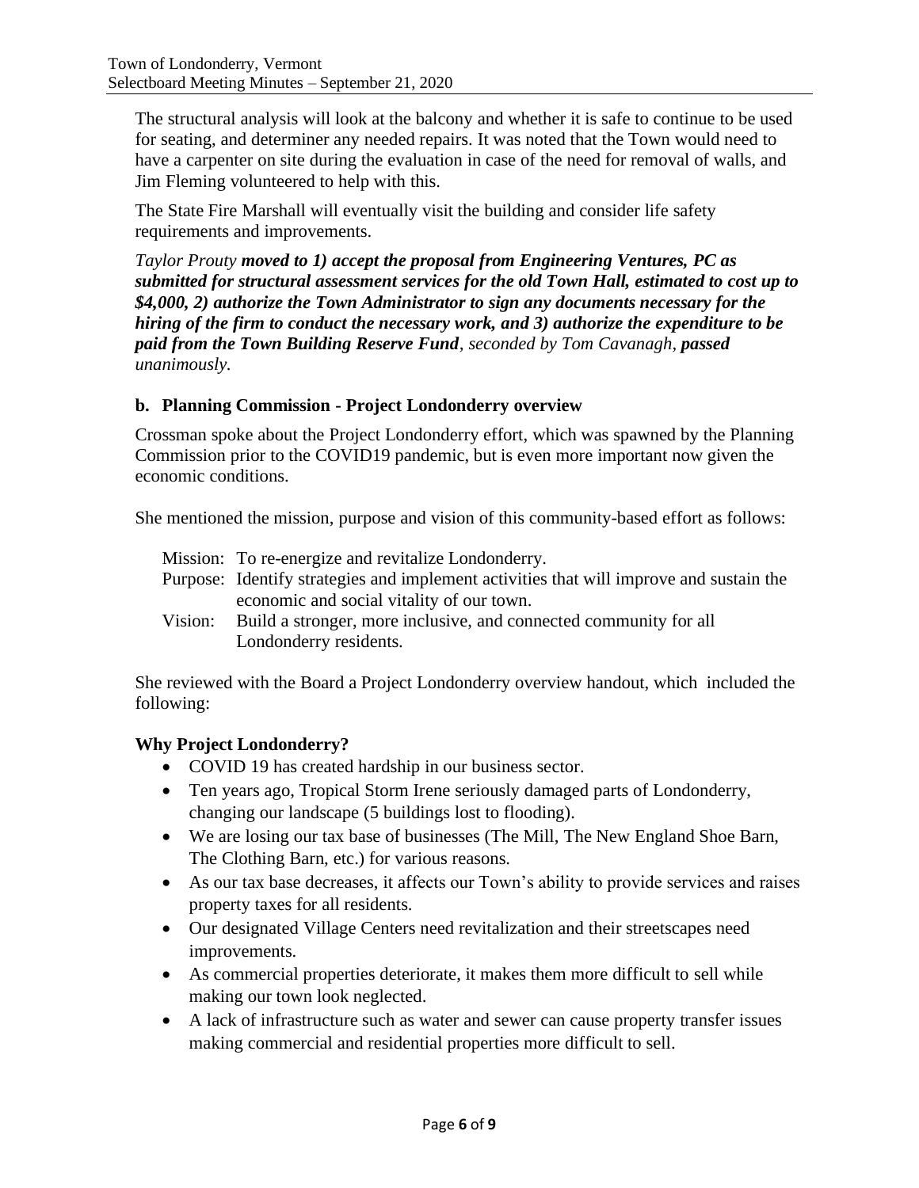The structural analysis will look at the balcony and whether it is safe to continue to be used for seating, and determiner any needed repairs. It was noted that the Town would need to have a carpenter on site during the evaluation in case of the need for removal of walls, and Jim Fleming volunteered to help with this.

The State Fire Marshall will eventually visit the building and consider life safety requirements and improvements.

*Taylor Prouty* ***moved to 1) accept the proposal from Engineering Ventures, PC as submitted for structural assessment services for the old Town Hall, estimated to cost up to $4,000, 2) authorize the Town Administrator to sign any documents necessary for the hiring of the firm to conduct the necessary work, and 3) authorize the expenditure to be paid from the Town Building Reserve Fund****, seconded by Tom Cavanagh,* ***passed*** *unanimously.*

### b. Planning Commission - Project Londonderry overview

Crossman spoke about the Project Londonderry effort, which was spawned by the Planning Commission prior to the COVID19 pandemic, but is even more important now given the economic conditions.

She mentioned the mission, purpose and vision of this community-based effort as follows:

Mission: To re-energize and revitalize Londonderry.
Purpose: Identify strategies and implement activities that will improve and sustain the economic and social vitality of our town.
Vision: Build a stronger, more inclusive, and connected community for all Londonderry residents.

She reviewed with the Board a Project Londonderry overview handout, which included the following:

**Why Project Londonderry?**

- COVID 19 has created hardship in our business sector.
- Ten years ago, Tropical Storm Irene seriously damaged parts of Londonderry, changing our landscape (5 buildings lost to flooding).
- We are losing our tax base of businesses (The Mill, The New England Shoe Barn, The Clothing Barn, etc.) for various reasons.
- As our tax base decreases, it affects our Town's ability to provide services and raises property taxes for all residents.
- Our designated Village Centers need revitalization and their streetscapes need improvements.
- As commercial properties deteriorate, it makes them more difficult to sell while making our town look neglected.
- A lack of infrastructure such as water and sewer can cause property transfer issues making commercial and residential properties more difficult to sell.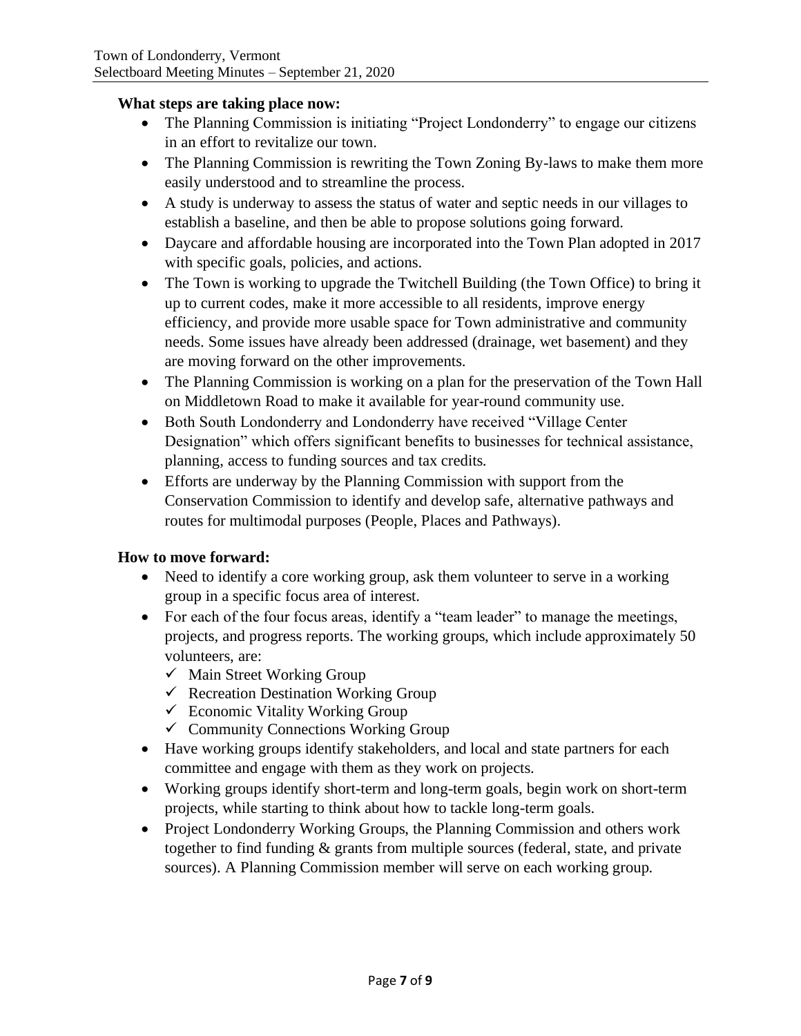**What steps are taking place now:**

- The Planning Commission is initiating "Project Londonderry" to engage our citizens in an effort to revitalize our town.
- The Planning Commission is rewriting the Town Zoning By-laws to make them more easily understood and to streamline the process.
- A study is underway to assess the status of water and septic needs in our villages to establish a baseline, and then be able to propose solutions going forward.
- Daycare and affordable housing are incorporated into the Town Plan adopted in 2017 with specific goals, policies, and actions.
- The Town is working to upgrade the Twitchell Building (the Town Office) to bring it up to current codes, make it more accessible to all residents, improve energy efficiency, and provide more usable space for Town administrative and community needs. Some issues have already been addressed (drainage, wet basement) and they are moving forward on the other improvements.
- The Planning Commission is working on a plan for the preservation of the Town Hall on Middletown Road to make it available for year-round community use.
- Both South Londonderry and Londonderry have received "Village Center Designation" which offers significant benefits to businesses for technical assistance, planning, access to funding sources and tax credits.
- Efforts are underway by the Planning Commission with support from the Conservation Commission to identify and develop safe, alternative pathways and routes for multimodal purposes (People, Places and Pathways).

**How to move forward:**

- Need to identify a core working group, ask them volunteer to serve in a working group in a specific focus area of interest.
- For each of the four focus areas, identify a "team leader" to manage the meetings, projects, and progress reports. The working groups, which include approximately 50 volunteers, are:
  - ✓ Main Street Working Group
  - ✓ Recreation Destination Working Group
  - ✓ Economic Vitality Working Group
  - ✓ Community Connections Working Group
- Have working groups identify stakeholders, and local and state partners for each committee and engage with them as they work on projects.
- Working groups identify short-term and long-term goals, begin work on short-term projects, while starting to think about how to tackle long-term goals.
- Project Londonderry Working Groups, the Planning Commission and others work together to find funding & grants from multiple sources (federal, state, and private sources). A Planning Commission member will serve on each working group.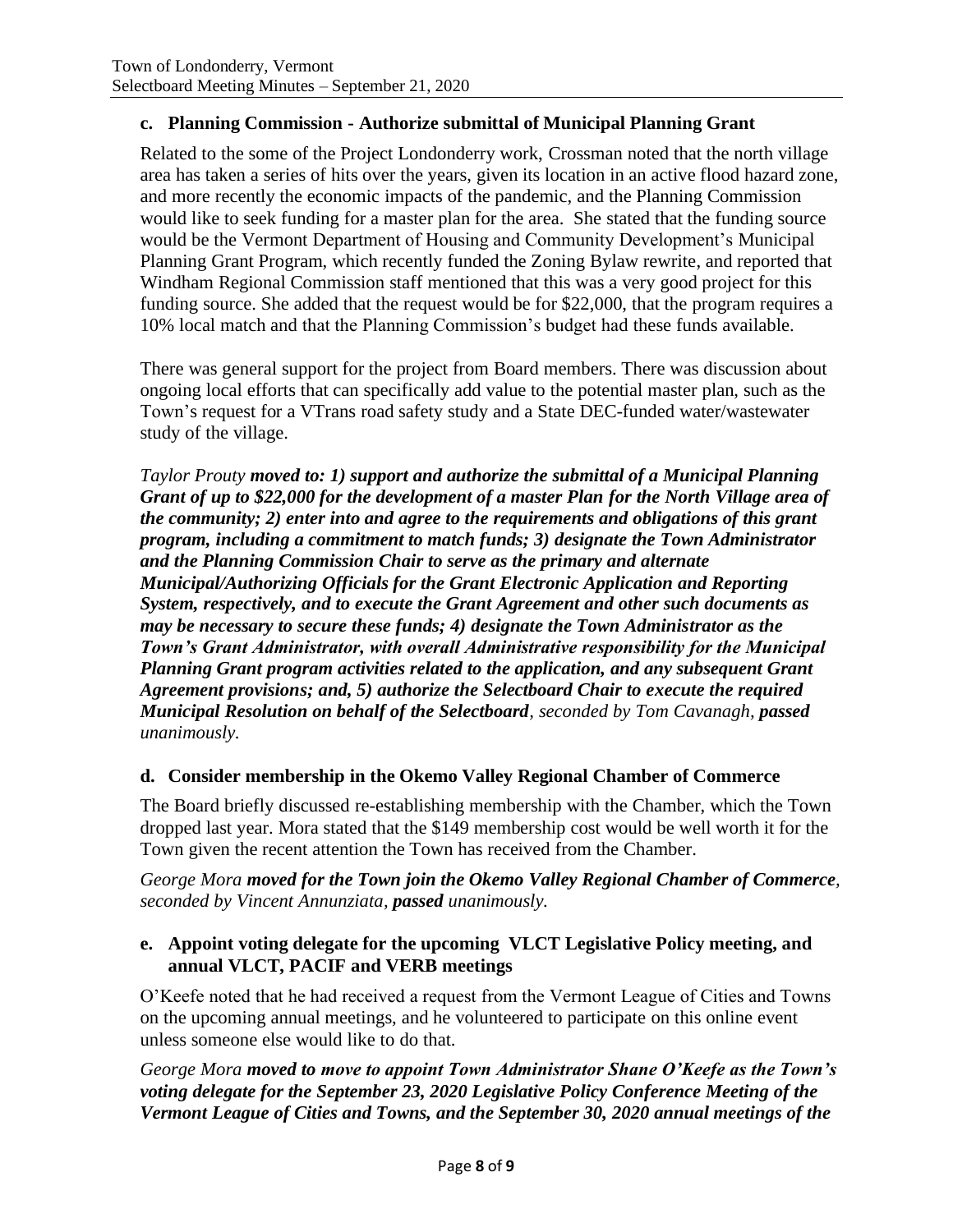### c. Planning Commission - Authorize submittal of Municipal Planning Grant

Related to the some of the Project Londonderry work, Crossman noted that the north village area has taken a series of hits over the years, given its location in an active flood hazard zone, and more recently the economic impacts of the pandemic, and the Planning Commission would like to seek funding for a master plan for the area. She stated that the funding source would be the Vermont Department of Housing and Community Development's Municipal Planning Grant Program, which recently funded the Zoning Bylaw rewrite, and reported that Windham Regional Commission staff mentioned that this was a very good project for this funding source. She added that the request would be for $22,000, that the program requires a 10% local match and that the Planning Commission's budget had these funds available.

There was general support for the project from Board members. There was discussion about ongoing local efforts that can specifically add value to the potential master plan, such as the Town's request for a VTrans road safety study and a State DEC-funded water/wastewater study of the village.

*Taylor Prouty **moved to: 1) support and authorize the submittal of a Municipal Planning Grant of up to $22,000 for the development of a master Plan for the North Village area of the community; 2) enter into and agree to the requirements and obligations of this grant program, including a commitment to match funds; 3) designate the Town Administrator and the Planning Commission Chair to serve as the primary and alternate Municipal/Authorizing Officials for the Grant Electronic Application and Reporting System, respectively, and to execute the Grant Agreement and other such documents as may be necessary to secure these funds; 4) designate the Town Administrator as the Town's Grant Administrator, with overall Administrative responsibility for the Municipal Planning Grant program activities related to the application, and any subsequent Grant Agreement provisions; and, 5) authorize the Selectboard Chair to execute the required Municipal Resolution on behalf of the Selectboard**, seconded by Tom Cavanagh, **passed** unanimously.*

### d. Consider membership in the Okemo Valley Regional Chamber of Commerce

The Board briefly discussed re-establishing membership with the Chamber, which the Town dropped last year. Mora stated that the $149 membership cost would be well worth it for the Town given the recent attention the Town has received from the Chamber.

*George Mora **moved for the Town join the Okemo Valley Regional Chamber of Commerce**, seconded by Vincent Annunziata, **passed** unanimously.*

### e. Appoint voting delegate for the upcoming VLCT Legislative Policy meeting, and annual VLCT, PACIF and VERB meetings

O'Keefe noted that he had received a request from the Vermont League of Cities and Towns on the upcoming annual meetings, and he volunteered to participate on this online event unless someone else would like to do that.

*George Mora **moved to move to appoint Town Administrator Shane O'Keefe as the Town's voting delegate for the September 23, 2020 Legislative Policy Conference Meeting of the Vermont League of Cities and Towns, and the September 30, 2020 annual meetings of the***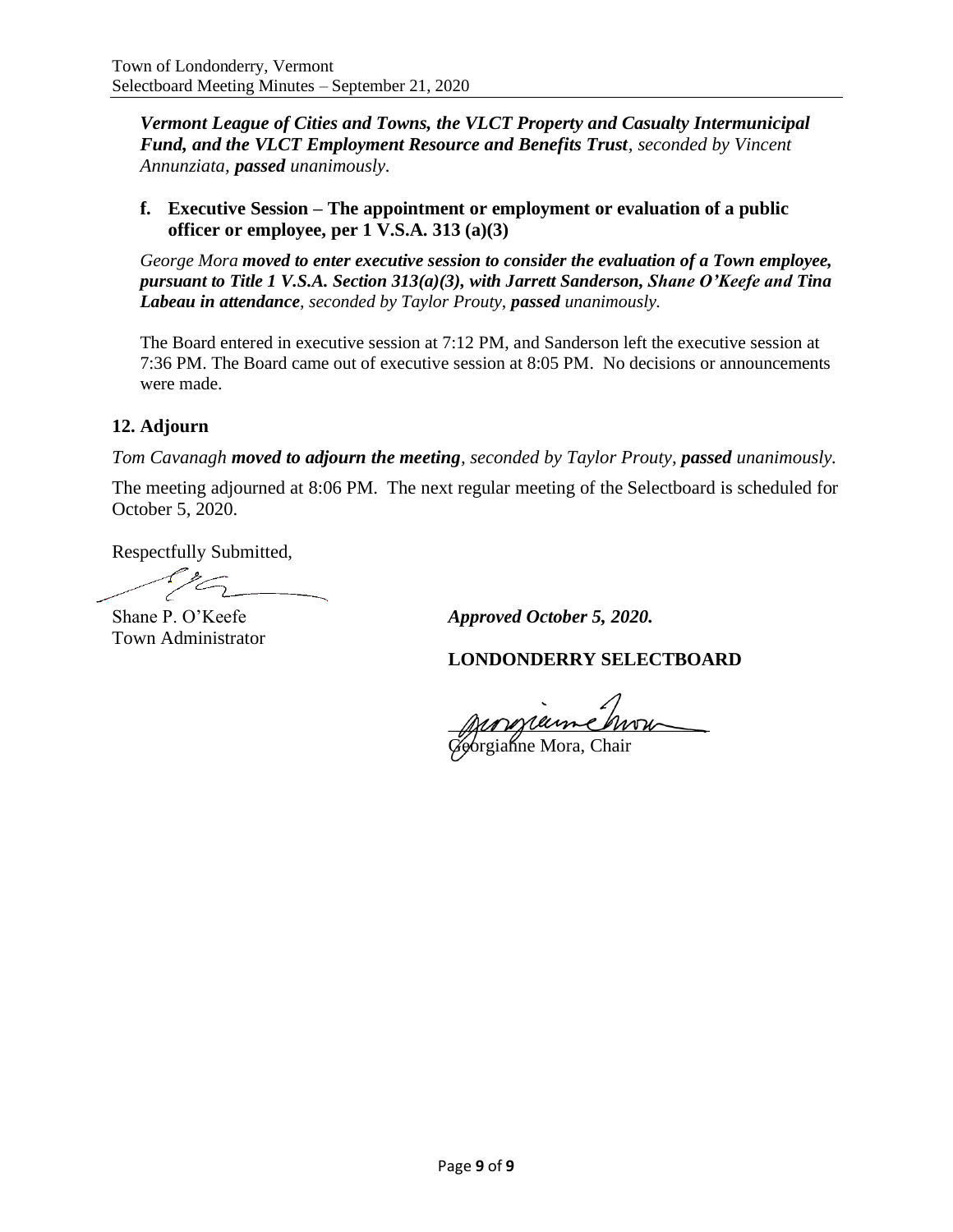*Vermont League of Cities and Towns, the VLCT Property and Casualty Intermunicipal Fund, and the VLCT Employment Resource and Benefits Trust*, *seconded by Vincent Annunziata*, ***passed*** *unanimously.*

**f. Executive Session – The appointment or employment or evaluation of a public officer or employee, per 1 V.S.A. 313 (a)(3)**

*George Mora* ***moved to enter executive session to consider the evaluation of a Town employee, pursuant to Title 1 V.S.A. Section 313(a)(3), with Jarrett Sanderson, Shane O'Keefe and Tina Labeau in attendance****, seconded by Taylor Prouty,* ***passed*** *unanimously.*

The Board entered in executive session at 7:12 PM, and Sanderson left the executive session at 7:36 PM. The Board came out of executive session at 8:05 PM. No decisions or announcements were made.

## 12. Adjourn

*Tom Cavanagh* ***moved to adjourn the meeting****, seconded by Taylor Prouty,* ***passed*** *unanimously.*

The meeting adjourned at 8:06 PM. The next regular meeting of the Selectboard is scheduled for October 5, 2020.

Respectfully Submitted,

Shane P. O'Keefe
Town Administrator

***Approved October 5, 2020.***

**LONDONDERRY SELECTBOARD**

Georgianne Mora, Chair